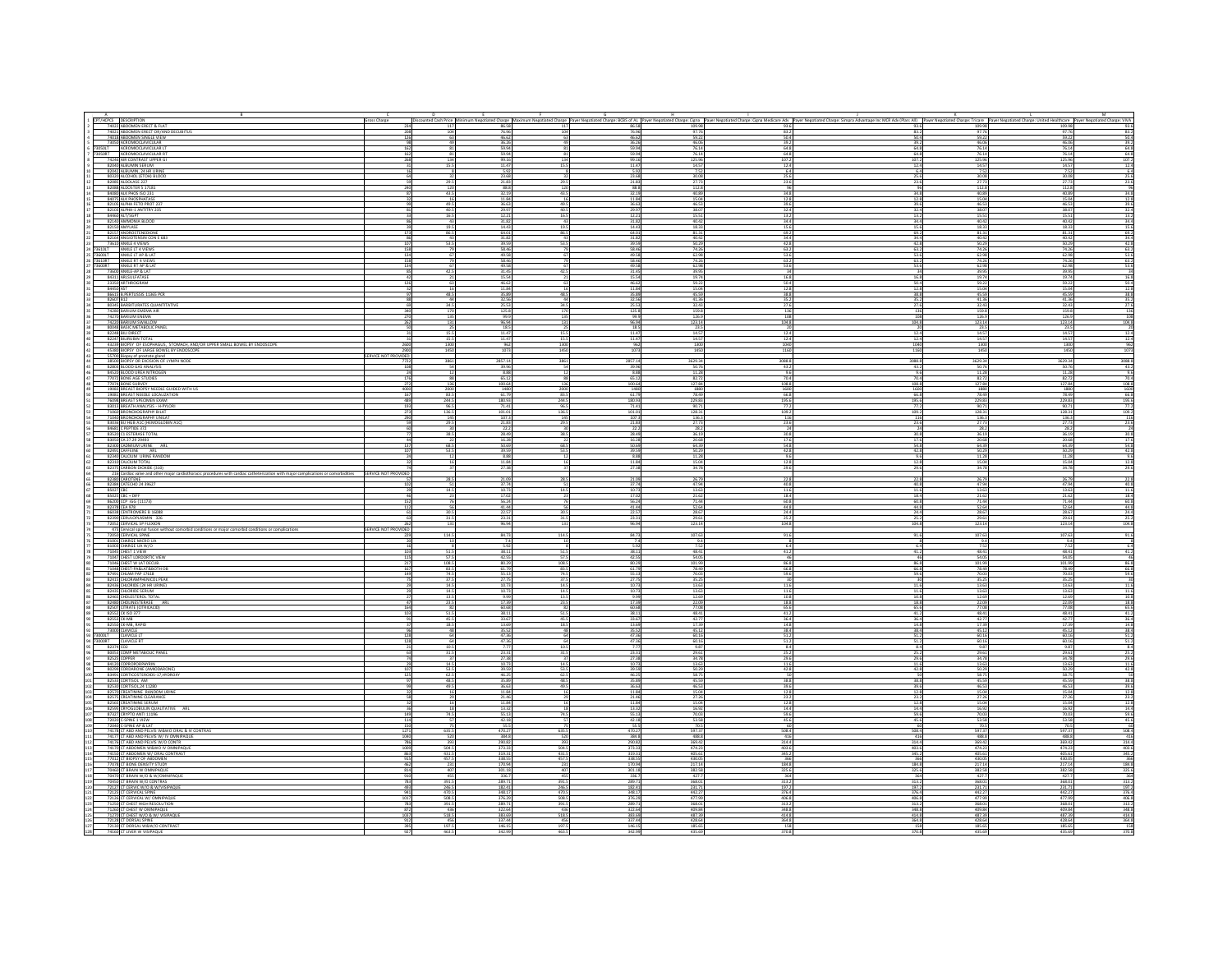| CPT/HCPCS | DESCRIPTION | Gross Charge | Discounted Cash Price | Minimum Negotiated Charge | Maximum Negotiated Charge | Payer Negotiated Charge: BCBS of AL | Payer Negotiated Charge: Cigna | Payer Negotiated Charge: Cigna Medicare Adv | Payer Negotiated Charge: Simpra Advantage Inc MCR Adv (Plan All) | Payer Negotiated Charge: Tricare | Payer Negotiated Charge: United Healthcare | Payer Negotiated Charge: VIVA |
|---|---|---|---|---|---|---|---|---|---|---|---|---|
| 74022 | ABDOMEN ERECT & FLAT | 234 | 117 | 86.58 | 117 | 86.58 | 109.98 | 93.6 | 93.6 | 109.98 | 109.98 | 93.6 |
| 74021 | ABDOMEN ERECT OR/AND DECUBITUS | 208 | 104 | 76.96 | 104 | 76.96 | 97.76 | 83.2 | 83.2 | 97.76 | 97.76 | 83.2 |
| 74018 | ABDOMEN SINGLE VIEW | 126 | 63 | 46.62 | 63 | 46.62 | 59.22 | 50.4 | 50.4 | 59.22 | 59.22 | 50.4 |
| 73050 | ACROMIOCLAVICULAR | 98 | 49 | 36.26 | 49 | 36.26 | 46.06 | 39.2 | 39.2 | 46.06 | 46.06 | 39.2 |
| 73050LT | ACROMIOCLAVICULAR LT | 162 | 81 | 59.94 | 81 | 59.94 | 76.14 | 64.8 | 64.8 | 76.14 | 76.14 | 64.8 |
| 73050RT | ACROMIOCLAVICULAR RT | 162 | 81 | 59.94 | 81 | 59.94 | 76.14 | 64.8 | 64.8 | 76.14 | 76.14 | 64.8 |
| 74246 | AIR CONTRAST UPPER GI | 268 | 134 | 99.16 | 134 | 99.16 | 125.96 | 107.2 | 107.2 | 125.96 | 125.96 | 107.2 |
| 82040 | ALBUMIN SERUM | 31 | 15.5 | 11.47 | 15.5 | 11.47 | 14.57 | 12.4 | 12.4 | 14.57 | 14.57 | 12.4 |
| 82042 | ALBUMIN, 24 HR URINE | 16 | 8 | 5.92 | 8 | 5.92 | 7.52 | 6.4 | 6.4 | 7.52 | 7.52 | 6.4 |
| 80320 | ALCOHOL (ETOH) BLOOD | 64 | 32 | 23.68 | 32 | 23.68 | 30.08 | 25.6 | 25.6 | 30.08 | 30.08 | 25.6 |
| 82085 | ALDOLASE 227 | 59 | 29.5 | 21.83 | 29.5 | 21.83 | 27.73 | 23.6 | 23.6 | 27.73 | 27.73 | 23.6 |
| 82088 | ALDOSTER S 17181 | 240 | 120 | 88.8 | 120 | 88.8 | 112.8 | 96 | 96 | 112.8 | 112.8 | 96 |
| 84080 | ALK PHOS ISO 231 | 87 | 43.5 | 32.19 | 43.5 | 32.19 | 40.89 | 34.8 | 34.8 | 40.89 | 40.89 | 34.8 |
| 84075 | ALK PHOSPHATASE | 32 | 16 | 11.84 | 16 | 11.84 | 15.04 | 12.8 | 12.8 | 15.04 | 15.04 | 12.8 |
| 82105 | ALPHA FETO PROT 237 | 99 | 49.5 | 36.63 | 49.5 | 36.63 | 46.53 | 39.6 | 39.6 | 46.53 | 46.53 | 39.6 |
| 82103 | ALPHA-1 ANTITRY 235 | 81 | 40.5 | 29.97 | 40.5 | 29.97 | 38.07 | 32.4 | 32.4 | 38.07 | 38.07 | 32.4 |
| 84460 | ALT/SGPT | 33 | 16.5 | 12.21 | 16.5 | 12.21 | 15.51 | 13.2 | 13.2 | 15.51 | 15.51 | 13.2 |
| 82140 | AMMONIA BLOOD | 86 | 43 | 31.82 | 43 | 31.82 | 40.42 | 34.4 | 34.4 | 40.42 | 40.42 | 34.4 |
| 82150 | AMYLASE | 39 | 19.5 | 14.43 | 19.5 | 14.43 | 18.33 | 15.6 | 15.6 | 18.33 | 18.33 | 15.6 |
| 82157 | ANDROSTENEDIONE | 173 | 86.5 | 64.01 | 86.5 | 64.01 | 81.31 | 69.2 | 69.2 | 81.31 | 81.31 | 69.2 |
| 82164 | ANGIOTENSIN CON E 683 | 86 | 43 | 31.82 | 43 | 31.82 | 40.42 | 34.4 | 34.4 | 40.42 | 40.42 | 34.4 |
| 73610 | ANKLE 4 VIEWS | 107 | 53.5 | 39.59 | 53.5 | 39.59 | 50.29 | 42.8 | 42.8 | 50.29 | 50.29 | 42.8 |
| 73610LT | ANKLE LT 4 VIEWS | 158 | 79 | 58.46 | 79 | 58.46 | 74.26 | 63.2 | 63.2 | 74.26 | 74.26 | 63.2 |
| 73600LT | ANKLE LT AP & LAT | 134 | 67 | 49.58 | 67 | 49.58 | 62.98 | 53.6 | 53.6 | 62.98 | 62.98 | 53.6 |
| 73610RT | ANKLE RT 4 VIEWS | 158 | 79 | 58.46 | 79 | 58.46 | 74.26 | 63.2 | 63.2 | 74.26 | 74.26 | 63.2 |
| 73600RT | ANKLE RT AP & LAT | 134 | 67 | 49.58 | 67 | 49.58 | 62.98 | 53.6 | 53.6 | 62.98 | 62.98 | 53.6 |
| 73600 | ANKLE-AP & LAT | 85 | 42.5 | 31.45 | 42.5 | 31.45 | 39.95 | 34 | 34 | 39.95 | 39.95 | 34 |
| 84311 | ARISULFATASE | 42 | 21 | 15.54 | 21 | 15.54 | 19.74 | 16.8 | 16.8 | 19.74 | 19.74 | 16.8 |
| 23350 | ARTHROGRAM | 126 | 63 | 46.62 | 63 | 46.62 | 59.22 | 50.4 | 50.4 | 59.22 | 59.22 | 50.4 |
| 84450 | AST | 32 | 16 | 11.84 | 16 | 11.84 | 15.04 | 12.8 | 12.8 | 15.04 | 15.04 | 12.8 |
| 86615 | B PERTUSSIS 11865 PCR | 97 | 48.5 | 35.89 | 48.5 | 35.89 | 45.59 | 38.8 | 38.8 | 45.59 | 45.59 | 38.8 |
| 82607 | B12 | 88 | 44 | 32.56 | 44 | 32.56 | 41.36 | 35.2 | 35.2 | 41.36 | 41.36 | 35.2 |
| 80345 | BARBITURATES QUANTITATIVE | 69 | 34.5 | 25.53 | 34.5 | 25.53 | 32.43 | 27.6 | 27.6 | 32.43 | 32.43 | 27.6 |
| 74280 | BARIUM ENEMA AIR | 340 | 170 | 125.8 | 170 | 125.8 | 159.8 | 136 | 136 | 159.8 | 159.8 | 136 |
| 74270 | BARIUM ENEMA | 270 | 135 | 99.9 | 135 | 99.9 | 126.9 | 108 | 108 | 126.9 | 126.9 | 108 |
| 74220 | BARIUM SWALLOW | 262 | 131 | 96.94 | 131 | 96.94 | 123.14 | 104.8 | 104.8 | 123.14 | 123.14 | 104.8 |
| 80048 | BASIC METABOLIC PANEL | 50 | 25 | 18.5 | 25 | 18.5 | 23.5 | 20 | 20 | 23.5 | 23.5 | 20 |
| 82248 | BILI DIRECT | 31 | 15.5 | 11.47 | 15.5 | 11.47 | 14.57 | 12.4 | 12.4 | 14.57 | 14.57 | 12.4 |
| 82247 | BILIRUBIN TOTAL | 31 | 15.5 | 11.47 | 15.5 | 11.47 | 14.57 | 12.4 | 12.4 | 14.57 | 14.57 | 12.4 |
| 43239 | BIOPSY OF ESOPHAGUS, STOMACH, AND/OR UPPER SMALL BOWEL BY ENDOSCOPE | 2600 | 1300 | 962 | 1300 | 962 | 1222 | 1040 | 1040 | 1222 | 1222 | 1040 |
| 45380 | BIOPSY OF LARGE BOWEL BY ENDOSCOPE | 2900 | 1450 | 1073 | 1450 | 1073 | 1363 | 1160 | 1160 | 1363 | 1363 | 1160 |
| 55700 | Biopsy of prostate gland | SERVICE NOT PROVIDED | | | | | | | | | | |
| 38500 | BIOPSY OR EXCISION OF LYMPH NODE | 7722 | 3861 | 2857.14 | 3861 | 2857.14 | 3629.34 | 3088.8 | 3088.8 | 3629.34 | 3629.34 | 3088.8 |
| 82803 | BLOOD GAS ANALYSIS | 108 | 54 | 39.96 | 54 | 39.96 | 50.76 | 43.2 | 43.2 | 50.76 | 50.76 | 43.2 |
| 84520 | BLOOD UREA NITROGEN | 24 | 12 | 8.88 | 12 | 8.88 | 11.28 | 9.6 | 9.6 | 11.28 | 11.28 | 9.6 |
| 77072 | BONE AGE STUDIES | 176 | 88 | 65.12 | 88 | 65.12 | 82.72 | 70.4 | 70.4 | 82.72 | 82.72 | 70.4 |
| 77074 | BONE SURVEY | 272 | 136 | 100.64 | 136 | 100.64 | 127.84 | 108.8 | 108.8 | 127.84 | 127.84 | 108.8 |
| 19083 | BREAST BIOPSY NEEDLE GUIDED WITH US | 4000 | 2000 | 1480 | 2000 | 1480 | 1880 | 1600 | 1600 | 1880 | 1880 | 1600 |
| 19083 | BREAST NEEDLE LOCALIZATION | 167 | 83.5 | 61.79 | 83.5 | 61.79 | 78.49 | 66.8 | 66.8 | 78.49 | 78.49 | 66.8 |
| 76098 | BREAST SPECIMEN EXAM | 489 | 244.5 | 180.93 | 244.5 | 180.93 | 229.83 | 195.6 | 195.6 | 229.83 | 229.83 | 195.6 |
| 83013 | BREATH ANALYSIS – H-PYLORI | 193 | 96.5 | 71.41 | 96.5 | 71.41 | 90.71 | 77.2 | 77.2 | 90.71 | 90.71 | 77.2 |
| 71100 | BRONCHOGRAPHY BILAT | 273 | 136.5 | 101.01 | 136.5 | 101.01 | 128.31 | 109.2 | 109.2 | 128.31 | 128.31 | 109.2 |
| 71060 | BRONCHOGRAPHY UNILAT | 290 | 145 | 107.3 | 145 | 107.3 | 136.3 | 116 | 116 | 136.3 | 136.3 | 116 |
| 83036 | BU HGB A1C (HEMOGLOBIN A1C) | 59 | 29.5 | 21.83 | 29.5 | 21.83 | 27.73 | 23.6 | 23.6 | 27.73 | 27.73 | 23.6 |
| 84681 | C PEPTIDE 272 | 60 | 30 | 22.2 | 30 | 22.2 | 28.2 | 24 | 24 | 28.2 | 28.2 | 24 |
| 83520 | C1 ESTERASE TOTAL | 77 | 38.5 | 28.49 | 38.5 | 28.49 | 36.19 | 30.8 | 30.8 | 36.19 | 36.19 | 30.8 |
| 86300 | CA 27.29 29493 | 44 | 22 | 16.28 | 22 | 16.28 | 20.68 | 17.6 | 17.6 | 20.68 | 20.68 | 17.6 |
| 82300 | CADMIUM URINE ARL | 137 | 68.5 | 50.69 | 68.5 | 50.69 | 64.39 | 54.8 | 54.8 | 64.39 | 64.39 | 54.8 |
| 82492 | CAFFEINE ARL | 107 | 53.5 | 39.59 | 53.5 | 39.59 | 50.29 | 42.8 | 42.8 | 50.29 | 50.29 | 42.8 |
| 82340 | CALCIUM URINE RANDOM | 24 | 12 | 8.88 | 12 | 8.88 | 11.28 | 9.6 | 9.6 | 11.28 | 11.28 | 9.6 |
| 82310 | CALCIUM TOTAL | 32 | 16 | 11.84 | 16 | 11.84 | 15.04 | 12.8 | 12.8 | 15.04 | 15.04 | 12.8 |
| 82374 | CARBON DIOXIDE (CO2) | 74 | 37 | 27.38 | 37 | 27.38 | 34.78 | 29.6 | 29.6 | 34.78 | 34.78 | 29.6 |
| 216 | Cardiac valve and other major cardiothoracic procedures with cardiac catheterization with major complications or comorbidities | SERVICE NOT PROVIDED | | | | | | | | | | |
| 82380 | CAROTENE | 57 | 28.5 | 21.09 | 28.5 | 21.09 | 26.79 | 22.8 | 22.8 | 26.79 | 26.79 | 22.8 |
| 82384 | CATECHO 24 39627 | 102 | 51 | 37.74 | 51 | 37.74 | 47.94 | 40.8 | 40.8 | 47.94 | 47.94 | 40.8 |
| 85027 | CBC | 29 | 14.5 | 10.73 | 14.5 | 10.73 | 13.63 | 11.6 | 11.6 | 13.63 | 13.63 | 11.6 |
| 85025 | CBC + DIFF | 46 | 23 | 17.02 | 23 | 17.02 | 21.62 | 18.4 | 18.4 | 21.62 | 21.62 | 18.4 |
| 86200 | CCP IGG (11173) | 152 | 76 | 56.24 | 76 | 56.24 | 71.44 | 60.8 | 60.8 | 71.44 | 71.44 | 60.8 |
| 82378 | CEA 978 | 112 | 56 | 41.44 | 56 | 41.44 | 52.64 | 44.8 | 44.8 | 52.64 | 52.64 | 44.8 |
| 86038 | CENTROMERE B 16088 | 61 | 30.5 | 22.57 | 30.5 | 22.57 | 28.67 | 24.4 | 24.4 | 28.67 | 28.67 | 24.4 |
| 82390 | CERULOPLASMIN 326 | 63 | 31.5 | 23.31 | 31.5 | 23.31 | 29.61 | 25.2 | 25.2 | 29.61 | 29.61 | 25.2 |
| 72052 | CERVICAL SP FLEX/EXT | 262 | 131 | 96.94 | 131 | 96.94 | 123.14 | 104.8 | 104.8 | 123.14 | 123.14 | 104.8 |
| 473 | Cervical spinal fusion without comorbid conditions or major comorbid conditions or complications | SERVICE NOT PROVIDED | | | | | | | | | | |
| 72050 | CERVICAL SPINE | 229 | 114.5 | 84.73 | 114.5 | 84.73 | 107.63 | 91.6 | 91.6 | 107.63 | 107.63 | 91.6 |
| 81002 | CHARGE MEDCO UA | 20 | 10 | 7.4 | 10 | 7.4 | 9.4 | 8 | 8 | 9.4 | 9.4 | 8 |
| 81003 | CHARGE UA W/O | 16 | 8 | 5.92 | 8 | 5.92 | 7.52 | 6.4 | 6.4 | 7.52 | 7.52 | 6.4 |
| 71045 | CHEST 1 VIEW | 103 | 51.5 | 38.11 | 51.5 | 38.11 | 48.41 | 41.2 | 41.2 | 48.41 | 48.41 | 41.2 |
| 71047 | CHEST LORDOTIC VIEW | 115 | 57.5 | 42.55 | 57.5 | 42.55 | 54.05 | 46 | 46 | 54.05 | 54.05 | 46 |
| 71048 | CHEST W LAT DECUB | 217 | 108.5 | 80.29 | 108.5 | 80.29 | 101.99 | 86.8 | 86.8 | 101.99 | 101.99 | 86.8 |
| 71046 | CHEST-PA&LAT(BOTH OB | 167 | 83.5 | 61.79 | 83.5 | 61.79 | 78.49 | 66.8 | 66.8 | 78.49 | 78.49 | 66.8 |
| 87490 | CHLAM PRP 17618 | 149 | 74.5 | 55.13 | 74.5 | 55.13 | 70.03 | 59.6 | 59.6 | 70.03 | 70.03 | 59.6 |
| 82441 | CHLORAMPHENICOL PEAK | 75 | 37.5 | 27.75 | 37.5 | 27.75 | 35.25 | 30 | 30 | 35.25 | 35.25 | 30 |
| 82436 | CHLORIDE (24 HR URINE) | 29 | 14.5 | 10.73 | 14.5 | 10.73 | 13.63 | 11.6 | 11.6 | 13.63 | 13.63 | 11.6 |
| 82435 | CHLORIDE SERUM | 29 | 14.5 | 10.73 | 14.5 | 10.73 | 13.63 | 11.6 | 11.6 | 13.63 | 13.63 | 11.6 |
| 82465 | CHOLESTEROL TOTAL | 27 | 13.5 | 9.99 | 13.5 | 9.99 | 12.69 | 10.8 | 10.8 | 12.69 | 12.69 | 10.8 |
| 82480 | CHOLINESTERASE ARL | 47 | 23.5 | 17.39 | 23.5 | 17.39 | 22.09 | 18.8 | 18.8 | 22.09 | 22.09 | 18.8 |
| 82507 | CITRATE (CITRICACID) | 164 | 82 | 60.68 | 82 | 60.68 | 77.08 | 65.6 | 65.6 | 77.08 | 77.08 | 65.6 |
| 82552 | CK ISO 377 | 103 | 51.5 | 38.11 | 51.5 | 38.11 | 48.41 | 41.2 | 41.2 | 48.41 | 48.41 | 41.2 |
| 82550 | CK-MB | 91 | 45.5 | 33.67 | 45.5 | 33.67 | 42.77 | 36.4 | 36.4 | 42.77 | 42.77 | 36.4 |
| 82553 | CK-MB, RAPID | 37 | 18.5 | 13.69 | 18.5 | 13.69 | 17.39 | 14.8 | 14.8 | 17.39 | 17.39 | 14.8 |
| 73000 | CLAVICLE | 96 | 48 | 35.52 | 48 | 35.52 | 45.12 | 38.4 | 38.4 | 45.12 | 45.12 | 38.4 |
| 73000LT | CLAVICLE LT | 128 | 64 | 47.36 | 64 | 47.36 | 60.16 | 51.2 | 51.2 | 60.16 | 60.16 | 51.2 |
| 73000RT | CLAVICLE RT | 128 | 64 | 47.36 | 64 | 47.36 | 60.16 | 51.2 | 51.2 | 60.16 | 60.16 | 51.2 |
| 82374 | CO2 | 21 | 10.5 | 7.77 | 10.5 | 7.77 | 9.87 | 8.4 | 8.4 | 9.87 | 9.87 | 8.4 |
| 80053 | COMP METABOLIC PANEL | 63 | 31.5 | 23.31 | 31.5 | 23.31 | 29.61 | 25.2 | 25.2 | 29.61 | 29.61 | 25.2 |
| 82525 | COPPER | 74 | 37 | 27.38 | 37 | 27.38 | 34.78 | 29.6 | 29.6 | 34.78 | 34.78 | 29.6 |
| 84120 | COPROPORPHYRIN | 29 | 14.5 | 10.73 | 14.5 | 10.73 | 13.63 | 11.6 | 11.6 | 13.63 | 13.63 | 11.6 |
| 80299 | CORDARONE (AMIODARONE) | 107 | 53.5 | 39.59 | 53.5 | 39.59 | 50.29 | 42.8 | 42.8 | 50.29 | 50.29 | 42.8 |
| 83491 | CORTICOSTEROIDS-17-HYDROXY | 125 | 62.5 | 46.25 | 62.5 | 46.25 | 58.75 | 50 | 50 | 58.75 | 58.75 | 50 |
| 82533 | CORTISOL AM | 97 | 48.5 | 35.89 | 48.5 | 35.89 | 45.59 | 38.8 | 38.8 | 45.59 | 45.59 | 38.8 |
| 82530 | CORTISOL,24 (1280) | 99 | 49.5 | 36.63 | 49.5 | 36.63 | 46.53 | 39.6 | 39.6 | 46.53 | 46.53 | 39.6 |
| 82570 | CREATININE RANDOM URINE | 32 | 16 | 11.84 | 16 | 11.84 | 15.04 | 12.8 | 12.8 | 15.04 | 15.04 | 12.8 |
| 82575 | CREATININE CLEARANCE | 58 | 29 | 21.46 | 29 | 21.46 | 27.26 | 23.2 | 23.2 | 27.26 | 27.26 | 23.2 |
| 82565 | CREATININE SERUM | 32 | 16 | 11.84 | 16 | 11.84 | 15.04 | 12.8 | 12.8 | 15.04 | 15.04 | 12.8 |
| 82595 | CRYOGLOBULIN QUALITATIVE ARL | 36 | 18 | 13.32 | 18 | 13.32 | 16.92 | 14.4 | 14.4 | 16.92 | 16.92 | 14.4 |
| 87327 | CRYPTO ANTI 11596 | 149 | 74.5 | 55.13 | 74.5 | 55.13 | 70.03 | 59.6 | 59.6 | 70.03 | 70.03 | 59.6 |
| 72020 | C-SPINE 1 VIEW | 114 | 57 | 42.18 | 57 | 42.18 | 53.58 | 45.6 | 45.6 | 53.58 | 53.58 | 45.6 |
| 72040 | C-SPINE AP & LAT | 150 | 75 | 55.5 | 75 | 55.5 | 70.5 | 60 | 60 | 70.5 | 70.5 | 60 |
| 74178 | CT ABD AND PELVIS W&W/O ORAL & IV CONTRAS | 1271 | 635.5 | 470.27 | 635.5 | 470.27 | 597.37 | 508.4 | 508.4 | 597.37 | 597.37 | 508.4 |
| 74177 | CT ABD AND PELVIS W/ IV OMNIPAQUE | 1040 | 520 | 384.8 | 520 | 384.8 | 488.8 | 416 | 416 | 488.8 | 488.8 | 416 |
| 74176 | CT ABD AND PELVIS W/O CONTR | 786 | 393 | 290.82 | 393 | 290.82 | 369.42 | 314.4 | 314.4 | 369.42 | 369.42 | 314.4 |
| 74170 | CT ABDOMEN W&W/O W/ OMNIPAQUE | 1009 | 504.5 | 373.33 | 504.5 | 373.33 | 474.23 | 403.6 | 403.6 | 474.23 | 474.23 | 403.6 |
| 74160 | CT ABDOMEN W/ ORAL CONTRAST | 863 | 431.5 | 319.31 | 431.5 | 319.31 | 405.61 | 345.2 | 345.2 | 405.61 | 405.61 | 345.2 |
| 77012 | CT BIOPSY OF ABDOMEN | 915 | 457.5 | 338.55 | 457.5 | 338.55 | 430.05 | 366 | 366 | 430.05 | 430.05 | 366 |
| 77078 | CT BONE DENSITY STUDY | 462 | 231 | 170.94 | 231 | 170.94 | 217.14 | 184.8 | 184.8 | 217.14 | 217.14 | 184.8 |
| 70460 | CT BRAIN W OMNIPAQUE | 814 | 407 | 301.18 | 407 | 301.18 | 382.58 | 325.6 | 325.6 | 382.58 | 382.58 | 325.6 |
| 70470 | CT BRAIN W/O & W/OMNIPAQUE | 910 | 455 | 336.7 | 455 | 336.7 | 427.7 | 364 | 364 | 427.7 | 427.7 | 364 |
| 70450 | CT BRAIN W/O CONTRAS | 783 | 391.5 | 289.71 | 391.5 | 289.71 | 368.01 | 313.2 | 313.2 | 368.01 | 368.01 | 313.2 |
| 72127 | CT CERVIC W/O & W/VISIPAQUE | 493 | 246.5 | 182.41 | 246.5 | 182.41 | 231.71 | 197.2 | 197.2 | 231.71 | 231.71 | 197.2 |
| 72125 | CT CERVICAL SPINE | 941 | 470.5 | 348.17 | 470.5 | 348.17 | 442.27 | 376.4 | 376.4 | 442.27 | 442.27 | 376.4 |
| 72126 | CT CERVICAL W/ OMNIPAQUE | 1017 | 508.5 | 376.29 | 508.5 | 376.29 | 477.99 | 406.8 | 406.8 | 477.99 | 477.99 | 406.8 |
| 71250 | CT CHEST HIGH RESOLUTION | 783 | 391.5 | 289.71 | 391.5 | 289.71 | 368.01 | 313.2 | 313.2 | 368.01 | 368.01 | 313.2 |
| 71260 | CT CHEST W OMNIPAQUE | 872 | 436 | 322.64 | 436 | 322.64 | 409.84 | 348.8 | 348.8 | 409.84 | 409.84 | 348.8 |
| 71270 | CT CHEST W/O & W/ VISIPAQUE | 1037 | 518.5 | 383.69 | 518.5 | 383.69 | 487.39 | 414.8 | 414.8 | 487.39 | 487.39 | 414.8 |
| 72128 | CT DORSAL SPINE | 912 | 456 | 337.44 | 456 | 337.44 | 428.64 | 364.8 | 364.8 | 428.64 | 428.64 | 364.8 |
| 72130 | CT DORSAL W&W/O CONTRAST | 395 | 197.5 | 146.15 | 197.5 | 146.15 | 185.65 | 158 | 158 | 185.65 | 185.65 | 158 |
| 74150 | CT LIVER W VISIPAQUE | 927 | 463.5 | 342.99 | 463.5 | 342.99 | 435.69 | 370.8 | 370.8 | 435.69 | 435.69 | 370.8 |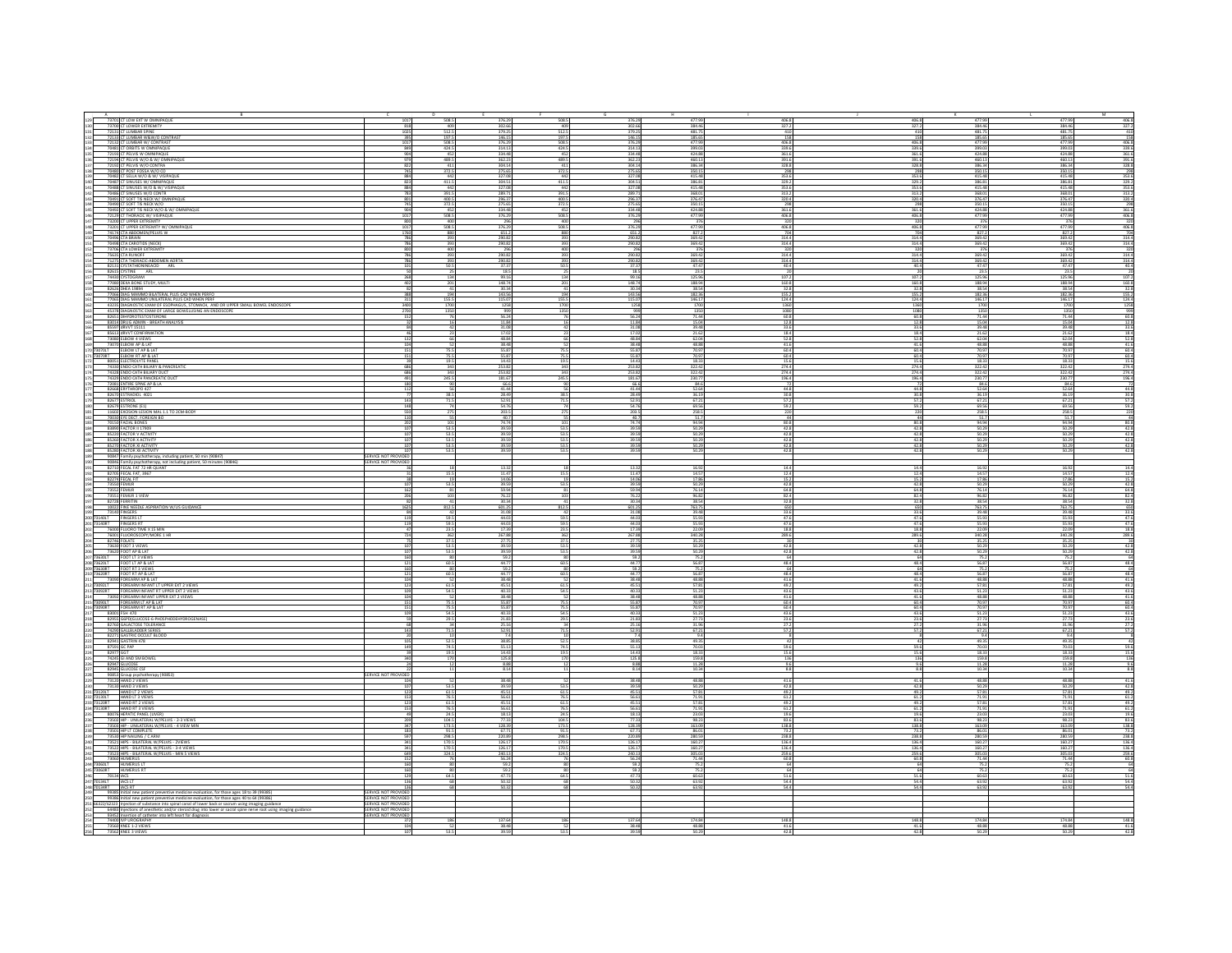| | A | B | C | D | E | F | G | H | I | J | K | L | M |
|---|---|---|---|---|---|---|---|---|---|---|---|---|---|
| 129 | 73702 | CT LOW EXT W/ OMNIPAQUE | 1017 | 508.5 | 376.29 | 508.5 | 376.29 | 477.99 | 406.8 | 406.8 | 477.99 | 477.99 | 406.8 |
| 130 | 73700 | CT LOWER EXTREMITY | 818 | 409 | 302.66 | 409 | 302.66 | 384.46 | 327.2 | 327.2 | 384.46 | 384.46 | 327.2 |
| 131 | 72131 | CT LUMBAR SPINE | 1025 | 512.5 | 379.25 | 512.5 | 379.25 | 481.75 | 410 | 410 | 481.75 | 481.75 | 410 |
| 132 | 72133 | CT LUMBAR W&W/O CONTRAST | 395 | 197.5 | 146.15 | 197.5 | 146.15 | 185.65 | 158 | 158 | 185.65 | 185.65 | 158 |
| 133 | 72132 | CT LUMBAR W/ CONTRAST | 1017 | 508.5 | 376.29 | 508.5 | 376.29 | 477.99 | 406.8 | 406.8 | 477.99 | 477.99 | 406.8 |
| 134 | 70480 | CT ORBITS W/ OMNIPAQUE | 849 | 424.5 | 314.13 | 424.5 | 314.13 | 399.03 | 339.6 | 339.6 | 399.03 | 399.03 | 339.6 |
| 135 | 72193 | CT PELVIS W/ OMNIPAQUE | 904 | 452 | 334.48 | 452 | 334.48 | 424.88 | 361.6 | 361.6 | 424.88 | 424.88 | 361.6 |
| 136 | 72194 | CT PELVIS W/O & W/ OMNIPAQUE | 979 | 489.5 | 362.23 | 489.5 | 362.23 | 460.13 | 391.6 | 391.6 | 460.13 | 460.13 | 391.6 |
| 137 | 72192 | CT PELVIS W/O CONTRA | 822 | 411 | 304.14 | 411 | 304.14 | 386.34 | 328.8 | 328.8 | 386.34 | 386.34 | 328.8 |
| 138 | 70480 | CT POST FOSSA W/O CO | 745 | 372.5 | 275.65 | 372.5 | 275.65 | 350.15 | 298 | 298 | 350.15 | 350.15 | 298 |
| 139 | 70480 | CT SELLA W/O & W/ VISIPAQUE | 884 | 442 | 327.08 | 442 | 327.08 | 415.48 | 353.6 | 353.6 | 415.48 | 415.48 | 353.6 |
| 140 | 70487 | CT SINUSES W/ OMNIPAQUE | 823 | 411.5 | 304.51 | 411.5 | 304.51 | 386.81 | 329.2 | 329.2 | 386.81 | 386.81 | 329.2 |
| 141 | 70488 | CT SINUSES W/O & W/ VISIPAQUE | 884 | 442 | 327.08 | 442 | 327.08 | 415.48 | 353.6 | 353.6 | 415.48 | 415.48 | 353.6 |
| 142 | 70486 | CT SINUSES W/O CONTR | 783 | 391.5 | 289.71 | 391.5 | 289.71 | 368.01 | 313.2 | 313.2 | 368.01 | 368.01 | 313.2 |
| 143 | 70491 | CT SOFT TIS NECK W/ OMNIPAQUE | 801 | 400.5 | 296.37 | 400.5 | 296.37 | 376.47 | 320.4 | 320.4 | 376.47 | 376.47 | 320.4 |
| 144 | 70490 | CT SOFT TIS NECK W/O | 745 | 372.5 | 275.65 | 372.5 | 275.65 | 350.15 | 298 | 298 | 350.15 | 350.15 | 298 |
| 145 | 70492 | CT SOFT TIS NECK W/O & W/ OMNIPAQUE | 904 | 452 | 334.48 | 452 | 334.48 | 424.88 | 361.6 | 361.6 | 424.88 | 424.88 | 361.6 |
| 146 | 71260 | CT THORACIC W/ VISIPAQUE | 1017 | 508.5 | 376.29 | 508.5 | 376.29 | 477.99 | 406.8 | 406.8 | 477.99 | 477.99 | 406.8 |
| 147 | 73200 | CT UPPER EXTREMITY | 800 | 400 | 296 | 400 | 296 | 376 | 320 | 320 | 376 | 376 | 320 |
| 148 | 73201 | CT UPPER EXTREMITY W/ OMNIPAQUE | 1017 | 508.5 | 376.29 | 508.5 | 376.29 | 477.99 | 406.8 | 406.8 | 477.99 | 477.99 | 406.8 |
| 149 | 74170 | CTA ABDOMEN/PELVIS W | 1760 | 880 | 651.2 | 880 | 651.2 | 827.2 | 704 | 704 | 827.2 | 827.2 | 704 |
| 150 | 70496 | CTA BRAIN | 786 | 393 | 290.82 | 393 | 290.82 | 369.42 | 314.4 | 314.4 | 369.42 | 369.42 | 314.4 |
| 151 | 70498 | CTA CAROTIDS (NECK) | 786 | 393 | 290.82 | 393 | 290.82 | 369.42 | 314.4 | 314.4 | 369.42 | 369.42 | 314.4 |
| 152 | 73706 | CTA LOWER EXTREMITY | 800 | 400 | 296 | 400 | 296 | 376 | 320 | 320 | 376 | 376 | 320 |
| 153 | 75635 | CTA RUNOFF | 786 | 393 | 290.82 | 393 | 290.82 | 369.42 | 314.4 | 314.4 | 369.42 | 369.42 | 314.4 |
| 154 | 71275 | CTA THORACIC-ABDOMEN AORTA | 786 | 393 | 290.82 | 393 | 290.82 | 369.42 | 314.4 | 314.4 | 369.42 | 369.42 | 314.4 |
| 155 | 82130 | CYSTATHIONINEAGO ARL | 101 | 50.5 | 37.37 | 50.5 | 37.37 | 47.47 | 40.4 | 40.4 | 47.47 | 47.47 | 40.4 |
| 156 | 82615 | CYSTINE ARL | 50 | 25 | 18.5 | 25 | 18.5 | 23.5 | 20 | 20 | 23.5 | 23.5 | 20 |
| 157 | 74400 | CYSTOGRAM | 268 | 134 | 99.16 | 134 | 99.16 | 125.96 | 107.2 | 107.2 | 125.96 | 125.96 | 107.2 |
| 158 | 77080 | DEXA BONE STUDY, MULTI | 402 | 201 | 148.74 | 201 | 148.74 | 188.94 | 160.8 | 160.8 | 188.94 | 188.94 | 160.8 |
| 159 | 82626 | DHEA 19894 | 82 | 41 | 30.34 | 41 | 30.34 | 38.54 | 32.8 | 32.8 | 38.54 | 38.54 | 32.8 |
| 160 | 77066 | DIAG MAMMO BILATERAL PLUS CAD WHEN PERFO | 388 | 194 | 143.56 | 194 | 143.56 | 182.36 | 155.2 | 155.2 | 182.36 | 182.36 | 155.2 |
| 161 | 77065 | DIAG MAMMO UNILATERAL PLUS CAD WHEN PERF | 311 | 155.5 | 115.07 | 155.5 | 115.07 | 146.17 | 124.4 | 124.4 | 146.17 | 146.17 | 124.4 |
| 162 | 43235 | DIAGNOSTIC EXAM OF ESOPHAGUS, STOMACH, AND OR UPPER SMALL BOWEL ENDOSCOPE | 3400 | 1700 | 1258 | 1700 | 1258 | 1700 | 1360 | 1360 | 1700 | 1700 | 1258 |
| 163 | 45378 | DIAGNOSTIC EXAM OF LARGE BOWEL USING AN ENDOSCOPE | 2700 | 1350 | 999 | 1350 | 999 | 1350 | 1080 | 1080 | 1350 | 1350 | 999 |
| 164 | 82626 | DEHYDROTESTOSTERONE | 152 | 76 | 56.24 | 76 | 56.24 | 71.44 | 60.8 | 60.8 | 71.44 | 71.44 | 60.8 |
| 165 | 82075 | DRUG ADMIN - BREATH ANALYSIS | 32 | 16 | 11.84 | 16 | 11.84 | 15.04 | 12.8 | 12.8 | 15.04 | 15.04 | 12.8 |
| 166 | 80305 | DRUG SCREEN 23113 | 42 | 21 | 15.54 | 21 | 15.54 | 19.74 | 16.8 | 16.8 | 19.74 | 19.74 | 16.8 |
| 167 | 85612 | DRVVT CONFIRMATION | 46 | 23 | 17.02 | 23 | 17.02 | 21.62 | 18.4 | 18.4 | 21.62 | 21.62 | 18.4 |
| 168 | 73080 | ELBOW 4 VIEWS | 132 | 66 | 48.84 | 66 | 48.84 | 62.04 | 52.8 | 52.8 | 62.04 | 62.04 | 52.8 |
| 169 | 73070 | ELBOW AP & LAT | 104 | 52 | 38.48 | 52 | 38.48 | 48.88 | 41.6 | 41.6 | 48.88 | 48.88 | 41.6 |
| 170 | 73070LT | ELBOW LT AP & LAT | 151 | 75.5 | 55.87 | 75.5 | 55.87 | 70.97 | 60.4 | 60.4 | 70.97 | 70.97 | 60.4 |
| 171 | 73070RT | ELBOW RT AP & LAT | 151 | 75.5 | 55.87 | 75.5 | 55.87 | 70.97 | 60.4 | 60.4 | 70.97 | 70.97 | 60.4 |
| 172 | 80051 | ELECTROLYTE PANEL | 39 | 19.5 | 14.43 | 19.5 | 14.43 | 18.33 | 15.6 | 15.6 | 18.33 | 18.33 | 15.6 |
| 173 | 74330 | ENDO CATH BILIARY & PANCREATIC | 686 | 343 | 253.82 | 343 | 253.82 | 322.42 | 274.4 | 274.4 | 322.42 | 322.42 | 274.4 |
| 174 | 74328 | ENDO CATH BILIARY DUCT | 686 | 343 | 253.82 | 343 | 253.82 | 322.42 | 274.4 | 274.4 | 322.42 | 322.42 | 274.4 |
| 175 | 74329 | ENDO CATH PANCREATIC DUCT | 491 | 245.5 | 181.67 | 245.5 | 181.67 | 230.77 | 196.4 | 196.4 | 230.77 | 230.77 | 196.4 |
| 176 | 72081 | ENTIRE SPINE AP & LA | 180 | 90 | 66.6 | 90 | 66.6 | 84.6 | 72 | 72 | 84.6 | 84.6 | 72 |
| 177 | 82668 | ERYTHROPO 427 | 112 | 56 | 41.44 | 56 | 41.44 | 52.64 | 44.8 | 44.8 | 52.64 | 52.64 | 44.8 |
| 178 | 82671 | ESTRADIOL 4021 | 77 | 38.5 | 28.49 | 38.5 | 28.49 | 36.19 | 30.8 | 30.8 | 36.19 | 36.19 | 30.8 |
| 179 | 82677 | ESTRIOL | 143 | 71.5 | 52.91 | 71.5 | 52.91 | 67.21 | 57.2 | 57.2 | 67.21 | 67.21 | 57.2 |
| 180 | 82679 | ESTRONE (E1) | 148 | 74 | 54.76 | 74 | 54.76 | 69.56 | 59.2 | 59.2 | 69.56 | 69.56 | 59.2 |
| 181 | 11603 | EXCISION LESION MAL 1.1 TO 2CM BODY | 550 | 275 | 203.5 | 275 | 203.5 | 258.5 | 220 | 220 | 258.5 | 258.5 | 220 |
| 182 | 70030 | EYE DETECT FOREIGN BO | 110 | 55 | 40.7 | 55 | 40.7 | 51.7 | 44 | 44 | 51.7 | 51.7 | 44 |
| 183 | 70150 | FACIAL BONES | 202 | 101 | 74.74 | 101 | 74.74 | 94.94 | 80.8 | 80.8 | 94.94 | 94.94 | 80.8 |
| 184 | 85210 | FACTOR II 17909 | 107 | 53.5 | 39.59 | 53.5 | 39.59 | 50.29 | 42.8 | 42.8 | 50.29 | 50.29 | 42.8 |
| 185 | 85220 | FACTOR V ACTIVITY | 107 | 53.5 | 39.59 | 53.5 | 39.59 | 50.29 | 42.8 | 42.8 | 50.29 | 50.29 | 42.8 |
| 186 | 85260 | FACTOR X ACTIVITY | 107 | 53.5 | 39.59 | 53.5 | 39.59 | 50.29 | 42.8 | 42.8 | 50.29 | 50.29 | 42.8 |
| 187 | 85270 | FACTOR XI ACTIVITY | 107 | 53.5 | 39.59 | 53.5 | 39.59 | 50.29 | 42.8 | 42.8 | 50.29 | 50.29 | 42.8 |
| 188 | 85280 | FACTOR XII ACTIVITY | 107 | 53.5 | 39.59 | 53.5 | 39.59 | 50.29 | 42.8 | 42.8 | 50.29 | 50.29 | 42.8 |
| 189 | 90847 | Family psychotherapy, including patient, 50 min (90847) | SERVICE NOT PROVIDED | | | | | | | | | | |
| 190 | 90846 | Family psychotherapy, not including patient, 50 minutes (90846) | SERVICE NOT PROVIDED | | | | | | | | | | |
| 191 | 82710 | FECAL FAT 72 HR QUANT | 36 | 18 | 13.32 | 18 | 13.32 | 16.92 | 14.4 | 14.4 | 16.92 | 16.92 | 14.4 |
| 192 | 82705 | FECAL FAT, 3867 | 31 | 15.5 | 11.47 | 15.5 | 11.47 | 14.57 | 12.4 | 12.4 | 14.57 | 14.57 | 12.4 |
| 193 | 82270 | FECAL FIT | 38 | 19 | 14.06 | 19 | 14.06 | 17.86 | 15.2 | 15.2 | 17.86 | 17.86 | 15.2 |
| 194 | 73550 | FEMUR | 107 | 53.5 | 39.59 | 53.5 | 39.59 | 50.29 | 42.8 | 42.8 | 50.29 | 50.29 | 42.8 |
| 195 | 73552 | FEMUR | 162 | 81 | 59.94 | 81 | 59.94 | 76.14 | 64.8 | 64.8 | 76.14 | 76.14 | 64.8 |
| 196 | 73551 | FEMUR 1 VIEW | 206 | 103 | 76.22 | 103 | 76.22 | 96.82 | 82.4 | 82.4 | 96.82 | 96.82 | 82.4 |
| 197 | 82728 | FERRITIN | 82 | 41 | 30.34 | 41 | 30.34 | 38.54 | 32.8 | 32.8 | 38.54 | 38.54 | 32.8 |
| 198 | 10022 | FINE NEEDLE ASPIRATION W/US GUIDANCE | 1625 | 812.5 | 601.25 | 812.5 | 601.25 | 763.75 | 650 | 650 | 763.75 | 763.75 | 650 |
| 199 | 73140 | FINGERS | 84 | 42 | 31.08 | 42 | 31.08 | 39.48 | 33.6 | 33.6 | 39.48 | 39.48 | 33.6 |
| 200 | 73140LT | FINGERS LT | 119 | 59.5 | 44.03 | 59.5 | 44.03 | 55.93 | 47.6 | 47.6 | 55.93 | 55.93 | 47.6 |
| 201 | 73140RT | FINGERS RT | 119 | 59.5 | 44.03 | 59.5 | 44.03 | 55.93 | 47.6 | 47.6 | 55.93 | 55.93 | 47.6 |
| 202 | 76000 | FLUORO TIME X 15 MIN | 47 | 23.5 | 17.39 | 23.5 | 17.39 | 22.09 | 18.8 | 18.8 | 22.09 | 22.09 | 18.8 |
| 203 | 76001 | FLUOROSCOPY MORE 1 HR | 724 | 362 | 267.88 | 362 | 267.88 | 340.28 | 289.6 | 289.6 | 340.28 | 340.28 | 289.6 |
| 204 | 82746 | FOLATE | 75 | 37.5 | 27.75 | 37.5 | 27.75 | 35.25 | 30 | 30 | 35.25 | 35.25 | 30 |
| 205 | 73630 | FOOT 3 VIEWS | 107 | 53.5 | 39.59 | 53.5 | 39.59 | 50.29 | 42.8 | 42.8 | 50.29 | 50.29 | 42.8 |
| 206 | 73620 | FOOT AP & LAT | 107 | 53.5 | 39.59 | 53.5 | 39.59 | 50.29 | 42.8 | 42.8 | 50.29 | 50.29 | 42.8 |
| 207 | 73630LT | FOOT LT 3 VIEWS | 160 | 80 | 59.2 | 80 | 59.2 | 75.2 | 64 | 64 | 75.2 | 75.2 | 64 |
| 208 | 73620LT | FOOT LT AP & LAT | 121 | 60.5 | 44.77 | 60.5 | 44.77 | 56.87 | 48.4 | 48.4 | 56.87 | 56.87 | 48.4 |
| 209 | 73630RT | FOOT RT 3 VIEWS | 160 | 80 | 59.2 | 80 | 59.2 | 75.2 | 64 | 64 | 75.2 | 75.2 | 64 |
| 210 | 73620RT | FOOT RT AP & LAT | 121 | 60.5 | 44.77 | 60.5 | 44.77 | 56.87 | 48.4 | 48.4 | 56.87 | 56.87 | 48.4 |
| 211 | 73090 | FOREARM AP & LAT | 104 | 52 | 38.48 | 52 | 38.48 | 48.88 | 41.6 | 41.6 | 48.88 | 48.88 | 41.6 |
| 212 | 73092LT | FOREARM INFANT LT UPPER EXT 2 VIEWS | 123 | 61.5 | 45.51 | 61.5 | 45.51 | 57.81 | 49.2 | 49.2 | 57.81 | 57.81 | 49.2 |
| 213 | 73092RT | FOREARM INFANT RT UPPER EXT 2 VIEWS | 109 | 54.5 | 40.33 | 54.5 | 40.33 | 51.23 | 43.6 | 43.6 | 51.23 | 51.23 | 43.6 |
| 214 | 73092 | FOREARM INFANT UPPER EXT 2 VIEWS | 104 | 52 | 38.48 | 52 | 38.48 | 48.88 | 41.6 | 41.6 | 48.88 | 48.88 | 41.6 |
| 215 | 73090LT | FOREARM LT AP & LAT | 151 | 75.5 | 55.87 | 75.5 | 55.87 | 70.97 | 60.4 | 60.4 | 70.97 | 70.97 | 60.4 |
| 216 | 73090RT | FOREARM RT AP & LAT | 151 | 75.5 | 55.87 | 75.5 | 55.87 | 70.97 | 60.4 | 60.4 | 70.97 | 70.97 | 60.4 |
| 217 | 83001 | FSH 470 | 109 | 54.5 | 40.33 | 54.5 | 40.33 | 51.23 | 43.6 | 43.6 | 51.23 | 51.23 | 43.6 |
| 218 | 82955 | G6PD(GLUCOSE-6-PHOSPHODEHYDROGENASE) | 59 | 29.5 | 21.83 | 29.5 | 21.83 | 27.73 | 23.6 | 23.6 | 27.73 | 27.73 | 23.6 |
| 219 | 82760 | GALACTOSE TOLERANCE | 68 | 34 | 25.16 | 34 | 25.16 | 31.96 | 27.2 | 27.2 | 31.96 | 31.96 | 27.2 |
| 220 | 74290 | GALLBLADDER SERIES | 143 | 71.5 | 52.91 | 71.5 | 52.91 | 67.21 | 57.2 | 57.2 | 67.21 | 67.21 | 57.2 |
| 221 | 82271 | GASTRIC OCCULT BLOOD | 20 | 10 | 7.4 | 10 | 7.4 | 9.4 | 8 | 8 | 9.4 | 9.4 | 8 |
| 222 | 82941 | GASTRIN 478 | 105 | 52.5 | 38.85 | 52.5 | 38.85 | 49.35 | 42 | 42 | 49.35 | 49.35 | 42 |
| 223 | 87591 | GC PAP | 149 | 74.5 | 55.13 | 74.5 | 55.13 | 70.03 | 59.6 | 59.6 | 70.03 | 70.03 | 59.6 |
| 224 | 82977 | GGT | 39 | 19.5 | 14.43 | 19.5 | 14.43 | 18.33 | 15.6 | 15.6 | 18.33 | 18.33 | 15.6 |
| 225 | 74245 | GI AND SMBOWEL | 340 | 170 | 125.8 | 170 | 125.8 | 159.8 | 136 | 136 | 159.8 | 159.8 | 136 |
| 226 | 82947 | GLUCOSE | 24 | 12 | 8.88 | 12 | 8.88 | 11.28 | 9.6 | 9.6 | 11.28 | 11.28 | 9.6 |
| 227 | 82945 | GLUCOSE CSF | 22 | 11 | 8.14 | 11 | 8.14 | 10.34 | 8.8 | 8.8 | 10.34 | 10.34 | 8.8 |
| 228 | 90853 | Group psychotherapy (90853) | SERVICE NOT PROVIDED | | | | | | | | | | |
| 229 | 73120 | HAND 2 VIEWS | 104 | 52 | 38.48 | 52 | 38.48 | 48.88 | 41.6 | 41.6 | 48.88 | 48.88 | 41.6 |
| 230 | 73130 | HAND 3 VIEWS | 107 | 53.5 | 39.59 | 53.5 | 39.59 | 50.29 | 42.8 | 42.8 | 50.29 | 50.29 | 42.8 |
| 231 | 73120LT | HAND LT 2 VIEWS | 123 | 61.5 | 45.51 | 61.5 | 45.51 | 57.81 | 49.2 | 49.2 | 57.81 | 57.81 | 49.2 |
| 232 | 73130LT | HAND LT 3 VIEWS | 153 | 76.5 | 56.61 | 76.5 | 56.61 | 71.91 | 61.2 | 61.2 | 71.91 | 71.91 | 61.2 |
| 233 | 73120RT | HAND RT 2 VIEWS | 123 | 61.5 | 45.51 | 61.5 | 45.51 | 57.81 | 49.2 | 49.2 | 57.81 | 57.81 | 49.2 |
| 234 | 73130RT | HAND RT 3 VIEWS | 153 | 76.5 | 56.61 | 76.5 | 56.61 | 71.91 | 61.2 | 61.2 | 71.91 | 71.91 | 61.2 |
| 235 | 80076 | HEPATIC PANEL (LIVER) | 49 | 24.5 | 18.13 | 24.5 | 18.13 | 23.03 | 19.6 | 19.6 | 23.03 | 23.03 | 19.6 |
| 236 | 73502 | HIP - UNILATERAL W/PELVIS - 2-3 VIEWS | 209 | 104.5 | 77.33 | 104.5 | 77.33 | 98.23 | 83.6 | 83.6 | 98.23 | 98.23 | 83.6 |
| 237 | 73503 | HIP - UNILATERAL W/PELVIS - 4 VIEW MIN | 347 | 173.5 | 128.39 | 173.5 | 128.39 | 163.09 | 138.8 | 138.8 | 163.09 | 163.09 | 138.8 |
| 238 | 73501 | HIP LT COMPLETE | 183 | 91.5 | 67.71 | 91.5 | 67.71 | 86.01 | 73.2 | 73.2 | 86.01 | 86.01 | 73.2 |
| 239 | 73540 | HIP NAILING / C-ARM | 597 | 298.5 | 220.89 | 298.5 | 220.89 | 280.59 | 238.8 | 238.8 | 280.59 | 280.59 | 238.8 |
| 240 | 73521 | HIPS - BILATERAL W/PELVIS - 2VIEWS | 341 | 170.5 | 126.17 | 170.5 | 126.17 | 160.27 | 136.4 | 136.4 | 160.27 | 160.27 | 136.4 |
| 241 | 73522 | HIPS - BILATERAL W/PELVIS - 3-4 VIEWS | 341 | 170.5 | 126.17 | 170.5 | 126.17 | 160.27 | 136.4 | 136.4 | 160.27 | 160.27 | 136.4 |
| 242 | 73523 | HIPS - BILATERAL W/PELVIS - MIN 5 VIEWS | 649 | 324.5 | 240.13 | 324.5 | 240.13 | 305.03 | 259.6 | 259.6 | 305.03 | 305.03 | 259.6 |
| 243 | 73060 | HUMERUS | 152 | 76 | 56.24 | 76 | 56.24 | 71.44 | 60.8 | 60.8 | 71.44 | 71.44 | 60.8 |
| 244 | 73060LT | HUMERUS LT | 160 | 80 | 59.2 | 80 | 59.2 | 75.2 | 64 | 64 | 75.2 | 75.2 | 64 |
| 245 | 73060RT | HUMERUS RT | 160 | 80 | 59.2 | 80 | 59.2 | 75.2 | 64 | 64 | 75.2 | 75.2 | 64 |
| 246 | 73110 | IACS | 129 | 64.5 | 47.73 | 64.5 | 47.73 | 60.63 | 51.6 | 51.6 | 60.63 | 60.63 | 51.6 |
| 247 | 73110LT | IACS LT | 136 | 68 | 50.32 | 68 | 50.32 | 63.92 | 54.4 | 54.4 | 63.92 | 63.92 | 54.4 |
| 248 | 73110RT | IACS RT | 136 | 68 | 50.32 | 68 | 50.32 | 63.92 | 54.4 | 54.4 | 63.92 | 63.92 | 54.4 |
| 249 | 99385 | Initial new patient preventive medicine evaluation, for those ages 18 to 39 (99385) | SERVICE NOT PROVIDED | | | | | | | | | | |
| 250 | 99386 | Initial new patient preventive medicine evaluation, for those ages 40 to 64 (99386) | SERVICE NOT PROVIDED | | | | | | | | | | |
| 251 | 62322/62323 | Injection of substance into spinal canal of lower back or sacrum using imaging guidance | SERVICE NOT PROVIDED | | | | | | | | | | |
| 252 | 64483 | Injections of anesthetic and/or steroid drug into lower or sacral spine nerve root using imaging guidance | SERVICE NOT PROVIDED | | | | | | | | | | |
| 253 | 93452 | Insertion of catheter into left heart for diagnosis | SERVICE NOT PROVIDED | | | | | | | | | | |
| 254 | 74400 | IVP UROGRAPHY | 372 | 186 | 137.64 | 186 | 137.64 | 174.84 | 148.8 | 148.8 | 174.84 | 174.84 | 148.8 |
| 255 | 73560 | KNEE 1-2 VIEWS | 104 | 52 | 38.48 | 52 | 38.48 | 48.88 | 41.6 | 41.6 | 48.88 | 48.88 | 41.6 |
| 256 | 73562 | KNEE 3 VIEWS | 107 | 53.5 | 39.59 | 53.5 | 39.59 | 50.29 | 42.8 | 42.8 | 50.29 | 50.29 | 42.8 |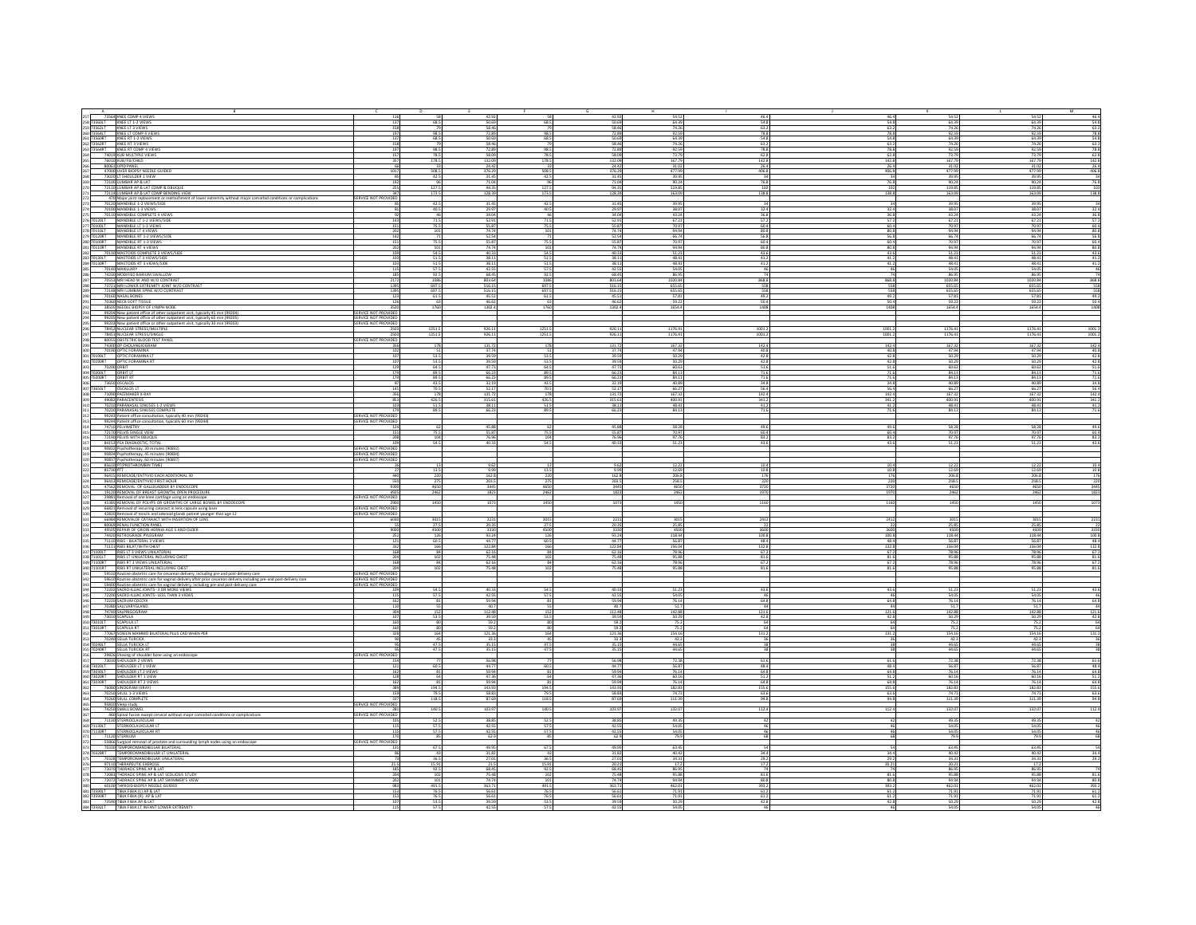| | A | B | C | D | E | F | G | H | I | J | K | L | M |
|---|---|---|---|---|---|---|---|---|---|---|---|---|---|
| 257 | 73564 | KNEE COMP 4 VIEWS | 116 | 58 | 42.92 | 58 | 42.92 | 54.52 | 46.4 | 46.4 | 54.52 | 54.52 | 46.4 |
| 258 | 73560LT | KNEE LT 1-2 VIEWS | 137 | 68.5 | 50.69 | 68.5 | 50.69 | 64.39 | 54.8 | 54.8 | 64.39 | 64.39 | 54.8 |
| 259 | 73562LT | KNEE LT 3 VIEWS | 158 | 79 | 58.46 | 79 | 58.46 | 74.26 | 63.2 | 63.2 | 74.26 | 74.26 | 63.2 |
| 260 | 73564LT | KNEE LT COMP 4 VIEWS | 197 | 98.5 | 72.89 | 98.5 | 72.89 | 92.59 | 78.8 | 78.8 | 92.59 | 92.59 | 78.8 |
| 261 | 73560RT | KNEE RT 1-2 VIEWS | 137 | 68.5 | 50.69 | 68.5 | 50.69 | 64.39 | 54.8 | 54.8 | 64.39 | 64.39 | 54.8 |
| 262 | 73562RT | KNEE RT 3 VIEWS | 158 | 79 | 58.46 | 79 | 58.46 | 74.26 | 63.2 | 63.2 | 74.26 | 74.26 | 63.2 |
| 263 | 73564RT | KNEE RT COMP 4 VIEWS | 197 | 98.5 | 72.89 | 98.5 | 72.89 | 92.59 | 78.8 | 78.8 | 92.59 | 92.59 | 78.8 |
| 264 | 74020 | KUB MULTIPLE VIEWS | 157 | 78.5 | 58.09 | 78.5 | 58.09 | 73.79 | 62.8 | 62.8 | 73.79 | 73.79 | 62.8 |
| 265 | 76010 | KUB/FB/CHILD | 357 | 178.5 | 132.09 | 178.5 | 132.09 | 167.79 | 142.8 | 142.8 | 167.79 | 167.79 | 142.8 |
| 266 | 80061 | LIPID PANEL | 66 | 33 | 24.42 | 33 | 24.42 | 31.02 | 26.4 | 26.4 | 31.02 | 31.02 | 26.4 |
| 267 | 47000 | LIVER BIOPSY NEEDLE GUIDED | 1017 | 508.5 | 376.29 | 508.5 | 376.29 | 477.99 | 406.8 | 406.8 | 477.99 | 477.99 | 406.8 |
| 268 | 73020 | LT SHOULDER 1 VIEW | 85 | 42.5 | 31.45 | 42.5 | 31.45 | 39.95 | 34 | 34 | 39.95 | 39.95 | 34 |
| 269 | 72100 | LUMBAR AP & LAT | 192 | 96 | 71.04 | 96 | 71.04 | 90.24 | 76.8 | 76.8 | 90.24 | 90.24 | 76.8 |
| 270 | 72110 | LUMBAR AP & LAT COMP & OBLIQUE | 255 | 127.5 | 94.35 | 127.5 | 94.35 | 119.85 | 102 | 102 | 119.85 | 119.85 | 102 |
| 271 | 72114 | LUMBAR AP & LAT COMP BENDING VIEW | 347 | 173.5 | 128.39 | 173.5 | 128.39 | 163.09 | 138.8 | 138.8 | 163.09 | 163.09 | 138.8 |
| 272 | 470 | Major joint replacement or reattachment of lower extremity without major comorbid conditions or complications | SERVICE NOT PROVIDED | | | | | | | | | | |
| 273 | 70110 | MANDIBLE 1-2 VIEWS/SIDE | 85 | 42.5 | 31.45 | 42.5 | 31.45 | 39.95 | 34 | 34 | 39.95 | 39.95 | 34 |
| 274 | 70100 | MANDIBLE 1-3 VIEWS | 81 | 40.5 | 29.97 | 40.5 | 29.97 | 38.07 | 32.4 | 32.4 | 38.07 | 38.07 | 32.4 |
| 275 | 70110 | MANDIBLE COMPLETE 4 VIEWS | 92 | 46 | 34.04 | 46 | 34.04 | 43.24 | 36.8 | 36.8 | 43.24 | 43.24 | 36.8 |
| 276 | 70120LT | MANDIBLE LT 1-2 VIEWS/SIDE | 143 | 71.5 | 52.91 | 71.5 | 52.91 | 67.21 | 57.2 | 57.2 | 67.21 | 67.21 | 57.2 |
| 277 | 70100LT | MANDIBLE LT 1-3 VIEWS | 151 | 75.5 | 55.87 | 75.5 | 55.87 | 70.97 | 60.4 | 60.4 | 70.97 | 70.97 | 60.4 |
| 278 | 70110LT | MANDIBLE LT 4 VIEWS | 202 | 101 | 74.74 | 101 | 74.74 | 94.94 | 80.8 | 80.8 | 94.94 | 94.94 | 80.8 |
| 279 | 70120RT | MANDIBLE RT 1-2 VIEWS/SIDE | 142 | 71 | 52.54 | 71 | 52.54 | 66.74 | 56.8 | 56.8 | 66.74 | 66.74 | 56.8 |
| 280 | 70100RT | MANDIBLE RT 1-3 VIEWS | 151 | 75.5 | 55.87 | 75.5 | 55.87 | 70.97 | 60.4 | 60.4 | 70.97 | 70.97 | 60.4 |
| 281 | 70110RT | MANDIBLE RT 4 VIEWS | 202 | 101 | 74.74 | 101 | 74.74 | 94.94 | 80.8 | 80.8 | 94.94 | 94.94 | 80.8 |
| 282 | 70130 | MASTOIDS COMPLETE 3 VIEWS/SIDE | 109 | 54.5 | 40.33 | 54.5 | 40.33 | 51.23 | 43.6 | 43.6 | 51.23 | 51.23 | 43.6 |
| 283 | 70130LT | MASTOIDS LT 3 VIEWS/SIDE | 103 | 51.5 | 38.11 | 51.5 | 38.11 | 48.41 | 41.2 | 41.2 | 48.41 | 48.41 | 41.2 |
| 284 | 70130RT | MASTOIDS RT 3 VIEWS/SIDE | 103 | 51.5 | 38.11 | 51.5 | 38.11 | 48.41 | 41.2 | 41.2 | 48.41 | 48.41 | 41.2 |
| 285 | 70140 | MAXILLARY | 115 | 57.5 | 42.55 | 57.5 | 42.55 | 54.05 | 46 | 46 | 54.05 | 54.05 | 46 |
| 286 | 74230 | MODIFIED BARIUM SWALLOW | 185 | 92.5 | 68.45 | 92.5 | 68.45 | 86.95 | 74 | 74 | 86.95 | 86.95 | 74 |
| 287 | 70551 | MRI HEAD W AND W/O CONTRAST | 2172 | 1086 | 803.64 | 1086 | 803.64 | 1020.84 | 868.8 | 868.8 | 1020.84 | 1020.84 | 868.8 |
| 288 | 73721 | MRI LOWER EXTREMITY JOINT W/O CONTRAST | 1395 | 697.5 | 516.15 | 697.5 | 516.15 | 655.65 | 558 | 558 | 655.65 | 655.65 | 558 |
| 289 | 72148 | MRI LUMBAR SPINE W/O CONTRAST | 1395 | 697.5 | 516.15 | 697.5 | 516.15 | 655.65 | 558 | 558 | 655.65 | 655.65 | 558 |
| 290 | 70160 | NASAL BONES | 123 | 61.5 | 45.51 | 61.5 | 45.51 | 57.81 | 49.2 | 49.2 | 57.81 | 57.81 | 49.2 |
| 291 | 70360 | NECK-SOFT TISSUE | 126 | 63 | 46.62 | 63 | 46.62 | 59.22 | 50.4 | 50.4 | 59.22 | 59.22 | 50.4 |
| 292 | 38505 | NEEDLE BIOPSY OF LYMPH NODE | 3520 | 1760 | 1302.4 | 1760 | 1302.4 | 1654.4 | 1408 | 1408 | 1654.4 | 1654.4 | 1408 |
| 293 | 99204 | New patient office or other outpatient visit, typically 45 min (99204) | SERVICE NOT PROVIDED | | | | | | | | | | |
| 294 | 99205 | New patient office or other outpatient visit, typically 60 min (99205) | SERVICE NOT PROVIDED | | | | | | | | | | |
| 295 | 99203 | New patient office or other outpatient visit, typically 30 min (99203) | SERVICE NOT PROVIDED | | | | | | | | | | |
| 296 | 78452 | NUCLEAR STRESS/MULTIPLE | 2503 | 1251.5 | 926.11 | 1251.5 | 926.11 | 1176.41 | 1001.2 | 1001.2 | 1176.41 | 1176.41 | 1001.2 |
| 297 | 78451 | NUCLEAR STRESS/SINGLE | 2503 | 1251.5 | 926.11 | 1251.5 | 926.11 | 1176.41 | 1001.2 | 1001.2 | 1176.41 | 1176.41 | 1001.2 |
| 298 | 80055 | OBSTETRIC BLOOD TEST PANEL | SERVICE NOT PROVIDED | | | | | | | | | | |
| 299 | 74300 | OP CHOLANGIOGRAM | 356 | 178 | 131.72 | 178 | 131.72 | 167.32 | 142.4 | 142.4 | 167.32 | 167.32 | 142.4 |
| 300 | 70190 | OPTIC FORAMINA | 102 | 51 | 37.74 | 51 | 37.74 | 47.94 | 40.8 | 40.8 | 47.94 | 47.94 | 40.8 |
| 301 | 70190LT | OPTIC FORAMINA LT | 107 | 53.5 | 39.59 | 53.5 | 39.59 | 50.29 | 42.8 | 42.8 | 50.29 | 50.29 | 42.8 |
| 302 | 70190RT | OPTIC FORAMINA RT | 107 | 53.5 | 39.59 | 53.5 | 39.59 | 50.29 | 42.8 | 42.8 | 50.29 | 50.29 | 42.8 |
| 303 | 70200 | ORBIT | 129 | 64.5 | 47.73 | 64.5 | 47.73 | 60.63 | 51.6 | 51.6 | 60.63 | 60.63 | 51.6 |
| 304 | 70200LT | ORBIT LT | 179 | 89.5 | 66.23 | 89.5 | 66.23 | 84.13 | 71.6 | 71.6 | 84.13 | 84.13 | 71.6 |
| 305 | 70200RT | ORBIT RT | 179 | 89.5 | 66.23 | 89.5 | 66.23 | 84.13 | 71.6 | 71.6 | 84.13 | 84.13 | 71.6 |
| 306 | 73650 | OSCALCIS | 87 | 43.5 | 32.19 | 43.5 | 32.19 | 40.89 | 34.8 | 34.8 | 40.89 | 40.89 | 34.8 |
| 307 | 73650LT | OSCALCIS LT | 141 | 70.5 | 52.17 | 70.5 | 52.17 | 66.27 | 56.4 | 56.4 | 66.27 | 66.27 | 56.4 |
| 308 | 71090 | PACEMAKER X-RAY | 356 | 178 | 131.72 | 178 | 131.72 | 167.32 | 142.4 | 142.4 | 167.32 | 167.32 | 142.4 |
| 309 | 49083 | PARACENTESIS | 853 | 426.5 | 315.61 | 426.5 | 315.61 | 400.91 | 341.2 | 341.2 | 400.91 | 400.91 | 341.2 |
| 310 | 70210 | PARANASAL SINUSES 1-2 VIEWS | 103 | 51.5 | 38.11 | 51.5 | 38.11 | 48.41 | 41.2 | 41.2 | 48.41 | 48.41 | 41.2 |
| 311 | 70220 | PARANASAL SINUSES COMPLETE | 179 | 89.5 | 66.23 | 89.5 | 66.23 | 84.13 | 71.6 | 71.6 | 84.13 | 84.13 | 71.6 |
| 312 | 99243 | Patient office consultation, typically 40 min (99243) | SERVICE NOT PROVIDED | | | | | | | | | | |
| 313 | 99244 | Patient office consultation, typically 60 min (99244) | SERVICE NOT PROVIDED | | | | | | | | | | |
| 314 | 74710 | PELVIMETRY | 124 | 62 | 45.88 | 62 | 45.88 | 58.28 | 49.6 | 49.6 | 58.28 | 58.28 | 49.6 |
| 315 | 72170 | PELVIS SINGLE VIEW | 151 | 75.5 | 55.87 | 75.5 | 55.87 | 70.97 | 60.4 | 60.4 | 70.97 | 70.97 | 60.4 |
| 316 | 72190 | PELVIS WITH OBLIQUE | 208 | 104 | 76.96 | 104 | 76.96 | 97.76 | 83.2 | 83.2 | 97.76 | 97.76 | 83.2 |
| 317 | 84153 | PSA DIAGNOSTIC, TOTAL | 109 | 54.5 | 40.33 | 54.5 | 40.33 | 51.23 | 43.6 | 43.6 | 51.23 | 51.23 | 43.6 |
| 318 | 90832 | Psychotherapy, 30 minutes (90832) | SERVICE NOT PROVIDED | | | | | | | | | | |
| 319 | 90834 | Psychotherapy, 45 minutes (90834) | SERVICE NOT PROVIDED | | | | | | | | | | |
| 320 | 90837 | Psychotherapy, 60 minutes (90837) | SERVICE NOT PROVIDED | | | | | | | | | | |
| 321 | 85610 | PT(PROTHROMBIN TIME) | 26 | 13 | 9.62 | 13 | 9.62 | 12.22 | 10.4 | 10.4 | 12.22 | 12.22 | 10.4 |
| 322 | 85730 | PTT | 27 | 13.5 | 9.99 | 13.5 | 9.99 | 12.69 | 10.8 | 10.8 | 12.69 | 12.69 | 10.8 |
| 323 | 96415 | REMICADE/ENTYVIO EACH ADDITIONAL 30 | 440 | 220 | 162.8 | 220 | 162.8 | 206.8 | 176 | 176 | 206.8 | 206.8 | 176 |
| 324 | 96413 | REMICADE/ENTYVIO FIRST HOUR | 550 | 275 | 203.5 | 275 | 203.5 | 258.5 | 220 | 220 | 258.5 | 258.5 | 220 |
| 325 | 47562 | REMOVAL OF GALLBLADDER BY ENDOSCOPE | 9300 | 4650 | 3441 | 4650 | 3441 | 4650 | 3720 | 3720 | 4650 | 4650 | 3441 |
| 326 | 19120 | REMOVAL OF BREAST GROWTH, OPEN PROCEDURE | 4925 | 2462 | 1823 | 2462 | 1823 | 2462 | 1970 | 1970 | 2462 | 2462 | 1823 |
| 327 | 29881 | Removal of one knee cartilage using an endoscope | SERVICE NOT PROVIDED | | | | | | | | | | |
| 328 | 45385 | REMOVAL OF POLYPS OR GROWTHS OF LARGE BOWEL BY ENDOSCOPE | 2900 | 1450 | 1073 | 1450 | 1073 | 1450 | 1160 | 1160 | 1450 | 1450 | 1073 |
| 329 | 66821 | Removal of recurring cataract in lens capsule using laser | SERVICE NOT PROVIDED | | | | | | | | | | |
| 330 | 42820 | Removal of tonsils and adenoid glands patient younger than age 12 | SERVICE NOT PROVIDED | | | | | | | | | | |
| 331 | 66984 | REMOVE/OF CATARACT WITH INSERTION OF LENS | 6030 | 3015 | 2231 | 3015 | 2231 | 3015 | 2412 | 2412 | 3015 | 3015 | 2231 |
| 332 | 80069 | RENAL FUNCTION PANEL | 55 | 27.5 | 20.35 | 27.5 | 20.35 | 25.85 | 22 | 22 | 25.85 | 25.85 | 22 |
| 333 | 49505 | REPAIR OF GROIN HERNIA AGE 5 AND OLDER | 9000 | 4500 | 3330 | 4500 | 3330 | 4500 | 3600 | 3600 | 4500 | 4500 | 3330 |
| 334 | 74420 | RETROGRADE PYELOGRAM | 252 | 126 | 93.24 | 126 | 93.24 | 118.44 | 100.8 | 100.8 | 118.44 | 118.44 | 100.8 |
| 335 | 71110 | RIBS - BILATERAL 3 VIEWS | 121 | 60.5 | 44.77 | 60.5 | 44.77 | 56.87 | 48.4 | 48.4 | 56.87 | 56.87 | 48.4 |
| 336 | 71111 | RIBS BILAT W/CHEST | 332 | 166 | 122.84 | 166 | 122.84 | 156.04 | 132.8 | 132.8 | 156.04 | 156.04 | 132.8 |
| 337 | 71100LT | RIBS LT UNILATERAL | 168 | 84 | 62.16 | 84 | 62.16 | 78.96 | 67.2 | 67.2 | 78.96 | 78.96 | 67.2 |
| 338 | 71101LT | RIBS LT UNILATERAL INCLUDING CHEST | 204 | 102 | 75.48 | 102 | 75.48 | 95.88 | 81.6 | 81.6 | 95.88 | 95.88 | 81.6 |
| 339 | 71100RT | RIBS RT UNILATERAL | 168 | 84 | 62.16 | 84 | 62.16 | 78.96 | 67.2 | 67.2 | 78.96 | 78.96 | 67.2 |
| 340 | 71101RT | RIBS RT UNILATERAL INCLUDING CHEST | 204 | 102 | 75.48 | 102 | 75.48 | 95.88 | 81.6 | 81.6 | 95.88 | 95.88 | 81.6 |
| 341 | 59510 | Routine obstetric care for cesarean delivery, including pre-and post-delivery care | SERVICE NOT PROVIDED | | | | | | | | | | |
| 342 | 59610 | Routine obstetric care for vaginal delivery after prior cesarean delivery including pre-and post-delivery care | SERVICE NOT PROVIDED | | | | | | | | | | |
| 343 | 59400 | Routine obstetric care for vaginal delivery, including pre-and post-delivery care | SERVICE NOT PROVIDED | | | | | | | | | | |
| 344 | 72202 | SACRO-ILIAC JOINTS- 3 OR MORE VIEWS | 109 | 54.5 | 40.33 | 54.5 | 40.33 | 51.23 | 43.6 | 43.6 | 51.23 | 51.23 | 43.6 |
| 345 | 72200 | SACRO-ILIAC JOINTS - LESS THAN 3 VIEWS | 115 | 57.5 | 42.55 | 57.5 | 42.55 | 54.05 | 46 | 46 | 54.05 | 54.05 | 46 |
| 346 | 72220 | SACRUM/COCCYX | 162 | 81 | 59.94 | 81 | 59.94 | 76.14 | 64.8 | 64.8 | 76.14 | 76.14 | 64.8 |
| 347 | 70380 | SALIVARYGLAND | 110 | 55 | 40.7 | 55 | 40.7 | 51.7 | 44 | 44 | 51.7 | 51.7 | 44 |
| 348 | 74740 | SALPINGOGRAM | 304 | 152 | 112.48 | 152 | 112.48 | 142.88 | 121.6 | 121.6 | 142.88 | 142.88 | 121.6 |
| 349 | 73010 | SCAPULA | 107 | 53.5 | 39.59 | 53.5 | 39.59 | 50.29 | 42.8 | 42.8 | 50.29 | 50.29 | 42.8 |
| 350 | 73010LT | SCAPULA LT | 160 | 80 | 59.2 | 80 | 59.2 | 75.2 | 64 | 64 | 75.2 | 75.2 | 64 |
| 351 | 73010RT | SCAPULA RT | 160 | 80 | 59.2 | 80 | 59.2 | 75.2 | 64 | 64 | 75.2 | 75.2 | 64 |
| 352 | 77067 | SCREEN MAMMO BILATERAL PLUS CAD WHEN PERF | 328 | 164 | 121.36 | 164 | 121.36 | 154.16 | 131.2 | 131.2 | 154.16 | 154.16 | 131.2 |
| 353 | 70240 | SELLA TURCICA | 90 | 45 | 33.3 | 45 | 33.3 | 42.3 | 36 | 36 | 42.3 | 42.3 | 36 |
| 354 | 70240LT | SELLA TURCICA LT | 95 | 47.5 | 35.15 | 47.5 | 35.15 | 44.65 | 38 | 38 | 44.65 | 44.65 | 38 |
| 355 | 70240RT | SELLA TURCICA RT | 95 | 47.5 | 35.15 | 47.5 | 35.15 | 44.65 | 38 | 38 | 44.65 | 44.65 | 38 |
| 356 | 29826 | Shaving of shoulder bone using an endoscope | SERVICE NOT PROVIDED | | | | | | | | | | |
| 357 | 73030 | SHOULDER 2 VIEWS | 154 | 77 | 56.98 | 77 | 56.98 | 72.38 | 61.6 | 61.6 | 72.38 | 72.38 | 61.6 |
| 358 | 73020LT | SHOULDER LT 1 VIEW | 121 | 60.5 | 44.77 | 60.5 | 44.77 | 56.87 | 48.4 | 48.4 | 56.87 | 56.87 | 48.4 |
| 359 | 73030LT | SHOULDER LT 2 VIEWS | 162 | 81 | 59.94 | 81 | 59.94 | 76.14 | 64.8 | 64.8 | 76.14 | 76.14 | 64.8 |
| 360 | 73020RT | SHOULDER RT 1 VIEW | 128 | 64 | 47.36 | 64 | 47.36 | 60.16 | 51.2 | 51.2 | 60.16 | 60.16 | 51.2 |
| 361 | 73030RT | SHOULDER RT 2 VIEWS | 162 | 81 | 59.94 | 81 | 59.94 | 76.14 | 64.8 | 64.8 | 76.14 | 76.14 | 64.8 |
| 362 | 76080 | SINOGRAM (XRAY) | 389 | 194.5 | 143.93 | 194.5 | 143.93 | 182.83 | 155.6 | 155.6 | 182.83 | 182.83 | 155.6 |
| 363 | 70250 | SKULL 1-3 VIEWS | 159 | 79.5 | 58.83 | 79.5 | 58.83 | 74.73 | 63.6 | 63.6 | 74.73 | 74.73 | 63.6 |
| 364 | 70260 | SKULL COMPLETE | 237 | 118.5 | 87.69 | 118.5 | 87.69 | 111.39 | 94.8 | 94.8 | 111.39 | 111.39 | 94.8 |
| 365 | 95810 | Sleep study | SERVICE NOT PROVIDED | | | | | | | | | | |
| 366 | 74250 | SMALL BOWEL | 281 | 140.5 | 103.97 | 140.5 | 103.97 | 132.07 | 112.4 | 112.4 | 132.07 | 132.07 | 112.4 |
| 367 | 460 | Spinal fusion except cervical without major comorbid conditions or complications | SERVICE NOT PROVIDED | | | | | | | | | | |
| 368 | 71130 | STERNOCLAVICULAR | 105 | 52.5 | 38.85 | 52.5 | 38.85 | 49.35 | 42 | 42 | 49.35 | 49.35 | 42 |
| 369 | 71130LT | STERNOCLAVICULAR LT | 115 | 57.5 | 42.55 | 57.5 | 42.55 | 54.05 | 46 | 46 | 54.05 | 54.05 | 46 |
| 370 | 71130RT | STERNOCLAVICULAR RT | 115 | 57.5 | 42.55 | 57.5 | 42.55 | 54.05 | 46 | 46 | 54.05 | 54.05 | 46 |
| 371 | 71120 | STERNUM | 170 | 85 | 62.9 | 85 | 62.9 | 79.9 | 68 | 68 | 79.9 | 79.9 | 68 |
| 372 | 55866 | Surgical removal of prostate and surrounding lymph nodes using an endoscope | SERVICE NOT PROVIDED | | | | | | | | | | |
| 373 | 70330 | TEMPOROMANDIBULAR BILATERAL | 135 | 67.5 | 49.95 | 67.5 | 49.95 | 63.45 | 54 | 54 | 63.45 | 63.45 | 54 |
| 374 | 70328LT | TEMPOROMANDIBULAR LT UNILATERAL | 86 | 43 | 31.82 | 43 | 31.82 | 40.42 | 34.4 | 34.4 | 40.42 | 40.42 | 34.4 |
| 375 | 70328 | TEMPOROMANDIBULAR UNILATERAL | 73 | 36.5 | 27.01 | 36.5 | 27.01 | 34.31 | 29.2 | 29.2 | 34.31 | 34.31 | 29.2 |
| 376 | 97110 | THERAPEUTIC EXERCISE | 43 | 21.5 | 15.91 | 21.5 | 15.91 | 20.21 | 17.2 | 17.2 | 20.21 | 20.21 | 17.2 |
| 377 | 72070 | THORACIC SPINE AP & LAT | 185 | 92.5 | 68.45 | 92.5 | 68.45 | 86.95 | 74 | 74 | 86.95 | 86.95 | 74 |
| 378 | 72080 | THORACIC SPINE AP & LAT SCOLIOSIS STUDY | 204 | 102 | 75.48 | 102 | 75.48 | 95.88 | 81.6 | 81.6 | 95.88 | 95.88 | 81.6 |
| 379 | 72072 | THORACIC SPINE AP & LAT SWIMMER'S VIEW | 202 | 101 | 74.74 | 101 | 74.74 | 94.94 | 80.8 | 80.8 | 94.94 | 94.94 | 80.8 |
| 380 | 60100 | THYROID BIOPSY NEEDLE GUIDED | 983 | 491.5 | 363.71 | 491.5 | 363.71 | 462.01 | 393.2 | 393.2 | 462.01 | 462.01 | 393.2 |
| 381 | 73590LT | TIBIA FIBIA (L) AP & LAT | 153 | 76.5 | 56.61 | 76.5 | 56.61 | 71.91 | 61.2 | 61.2 | 71.91 | 71.91 | 61.2 |
| 382 | 73590RT | TIBIA FIBIA (R) AP & LAT | 153 | 76.5 | 56.61 | 76.5 | 56.61 | 71.91 | 61.2 | 61.2 | 71.91 | 71.91 | 61.2 |
| 383 | 73590 | TIBIA FIBIA AP & LAT | 107 | 53.5 | 39.59 | 53.5 | 39.59 | 50.29 | 42.8 | 42.8 | 50.29 | 50.29 | 42.8 |
| 384 | 73592LT | TIBIA FIBIA LT INFANT LOWER EXTREMITY | 115 | 57.5 | 42.55 | 57.5 | 42.55 | 54.05 | 46 | 46 | 54.05 | 54.05 | 46 |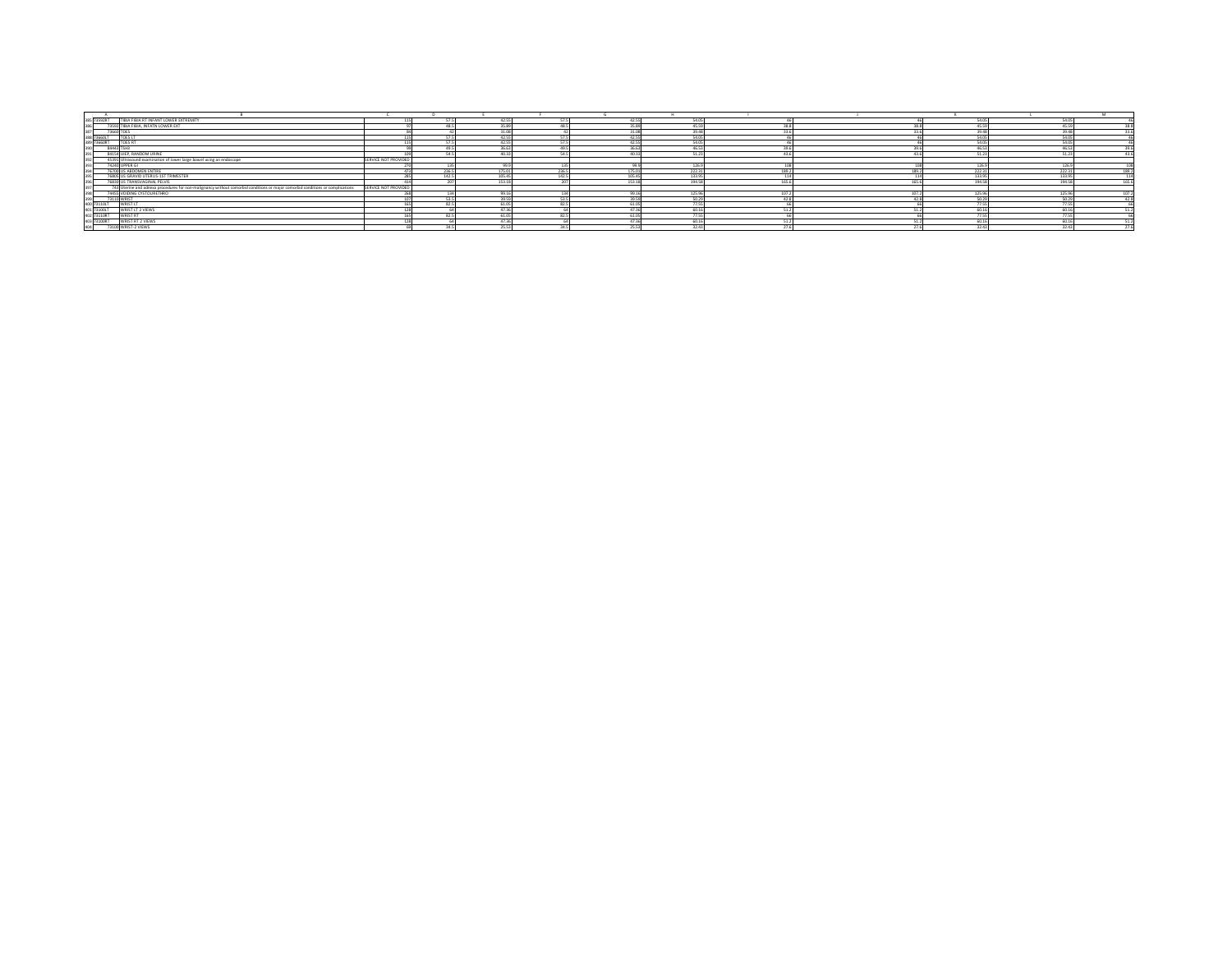| | A | B | C | D | E | F | G | H | I | J | K | L | M |
|---|---|---|---|---|---|---|---|---|---|---|---|---|---|
| 385 | 73592RT | TIBIA FIBIA RT INFANT LOWER EXTREMITY | 115 | 57.5 | 42.55 | 57.5 | 42.55 | 54.05 | 46 | 46 | 54.05 | 54.05 | 46 |
| 386 | 73592 | TIBIA FIBIA, INFATN LOWER EXT | 97 | 48.5 | 35.89 | 48.5 | 35.89 | 45.59 | 38.8 | 38.8 | 45.59 | 45.59 | 38.8 |
| 387 | 73660 | TOES | 84 | 42 | 31.08 | 42 | 31.08 | 39.48 | 33.6 | 33.6 | 39.48 | 39.48 | 33.6 |
| 388 | 73660LT | TOES LT | 115 | 57.5 | 42.55 | 57.5 | 42.55 | 54.05 | 46 | 46 | 54.05 | 54.05 | 46 |
| 389 | 73660RT | TOES RT | 115 | 57.5 | 42.55 | 57.5 | 42.55 | 54.05 | 46 | 46 | 54.05 | 54.05 | 46 |
| 390 | 84443 | TSH | 99 | 49.5 | 36.63 | 49.5 | 36.63 | 46.53 | 39.6 | 39.6 | 46.53 | 46.53 | 39.6 |
| 391 | 84156 | UEP, RANDOM URINE | 109 | 54.5 | 40.33 | 54.5 | 40.33 | 51.23 | 43.6 | 43.6 | 51.23 | 51.23 | 43.6 |
| 392 | 45391 | Ultrasound examination of lower large bowel using an endoscope | SERVICE NOT PROVIDED | | | | | | | | | | |
| 393 | 74240 | UPPER GI | 270 | 135 | 99.9 | 135 | 99.9 | 126.9 | 108 | 108 | 126.9 | 126.9 | 108 |
| 394 | 76700 | US ABDOMEN ENTIRE | 473 | 236.5 | 175.01 | 236.5 | 175.01 | 222.31 | 189.2 | 189.2 | 222.31 | 222.31 | 189.2 |
| 395 | 76805 | US GRAVID UTERUS-1ST TRIMESTER | 285 | 142.5 | 105.45 | 142.5 | 105.45 | 133.95 | 114 | 114 | 133.95 | 133.95 | 114 |
| 396 | 76830 | US TRANSVAGINAL PELVIS | 414 | 207 | 153.18 | 207 | 153.18 | 194.58 | 165.6 | 165.6 | 194.58 | 194.58 | 165.6 |
| 397 | 743 | Uterine and adnexa procedures for non-malignancy without comorbid conditions or major comorbid conditions or complications | SERVICE NOT PROVIDED | | | | | | | | | | |
| 398 | 74455 | VOIDING CYSTOURETHRO | 268 | 134 | 99.16 | 134 | 99.16 | 125.96 | 107.2 | 107.2 | 125.96 | 125.96 | 107.2 |
| 399 | 73110 | WRIST | 107 | 53.5 | 39.59 | 53.5 | 39.59 | 50.29 | 42.8 | 42.8 | 50.29 | 50.29 | 42.8 |
| 400 | 73110LT | WRIST LT | 165 | 82.5 | 61.05 | 82.5 | 61.05 | 77.55 | 66 | 66 | 77.55 | 77.55 | 66 |
| 401 | 73100LT | WRIST LT 2 VIEWS | 128 | 64 | 47.36 | 64 | 47.36 | 60.16 | 51.2 | 51.2 | 60.16 | 60.16 | 51.2 |
| 402 | 73110RT | WRIST RT | 165 | 82.5 | 61.05 | 82.5 | 61.05 | 77.55 | 66 | 66 | 77.55 | 77.55 | 66 |
| 403 | 73100RT | WRIST RT 2 VIEWS | 128 | 64 | 47.36 | 64 | 47.36 | 60.16 | 51.2 | 51.2 | 60.16 | 60.16 | 51.2 |
| 404 | 73100 | WRIST-2 VIEWS | 69 | 34.5 | 25.53 | 34.5 | 25.53 | 32.43 | 27.6 | 27.6 | 32.43 | 32.43 | 27.6 |